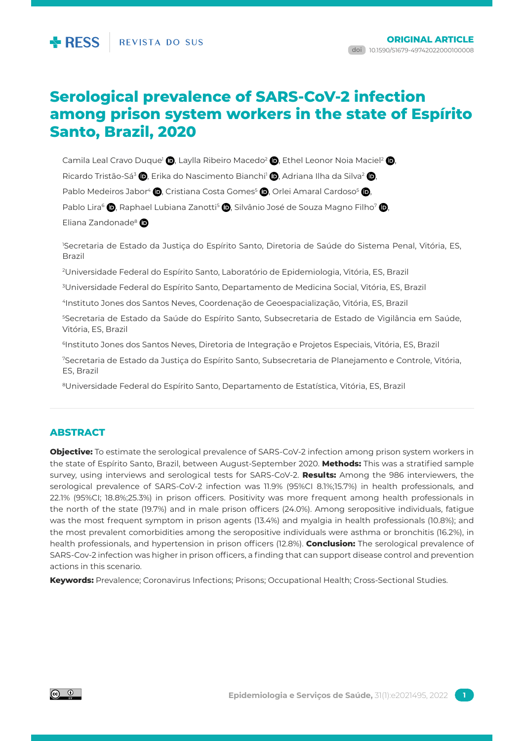ORIGINAL ARTICLE

doi 10.1590/S1679-49742022000100008

# Serological prevalence of SARS-CoV-2 infection among prison system workers in the state of Espírito Santo, Brazil, 2020

Camila Leal Cravo Duque[1], Laylla Ribeiro Macedo[2], Ethel Leonor Noia Maciel[2], Ricardo Tristão-Sá[3], Erika do Nascimento Bianchi[1], Adriana Ilha da Silva[2], Pablo Medeiros Jabor[4], Cristiana Costa Gomes[5], Orlei Amaral Cardoso[5], Pablo Lira[6], Raphael Lubiana Zanotti[5], Silvânio José de Souza Magno Filho[7], Eliana Zandonade[8]

[1]Secretaria de Estado da Justiça do Espírito Santo, Diretoria de Saúde do Sistema Penal, Vitória, ES, Brazil

[2]Universidade Federal do Espírito Santo, Laboratório de Epidemiologia, Vitória, ES, Brazil

[3]Universidade Federal do Espírito Santo, Departamento de Medicina Social, Vitória, ES, Brazil

[4]Instituto Jones dos Santos Neves, Coordenação de Geoespacialização, Vitória, ES, Brazil

[5]Secretaria de Estado da Saúde do Espírito Santo, Subsecretaria de Estado de Vigilância em Saúde, Vitória, ES, Brazil

[6]Instituto Jones dos Santos Neves, Diretoria de Integração e Projetos Especiais, Vitória, ES, Brazil

[7]Secretaria de Estado da Justiça do Espírito Santo, Subsecretaria de Planejamento e Controle, Vitória, ES, Brazil

[8]Universidade Federal do Espírito Santo, Departamento de Estatística, Vitória, ES, Brazil

## ABSTRACT

**Objective:** To estimate the serological prevalence of SARS-CoV-2 infection among prison system workers in the state of Espírito Santo, Brazil, between August-September 2020. **Methods:** This was a stratified sample survey, using interviews and serological tests for SARS-CoV-2. **Results:** Among the 986 interviewers, the serological prevalence of SARS-CoV-2 infection was 11.9% (95%CI 8.1%;15.7%) in health professionals, and 22.1% (95%CI; 18.8%;25.3%) in prison officers. Positivity was more frequent among health professionals in the north of the state (19.7%) and in male prison officers (24.0%). Among seropositive individuals, fatigue was the most frequent symptom in prison agents (13.4%) and myalgia in health professionals (10.8%); and the most prevalent comorbidities among the seropositive individuals were asthma or bronchitis (16.2%), in health professionals, and hypertension in prison officers (12.8%). **Conclusion:** The serological prevalence of SARS-Cov-2 infection was higher in prison officers, a finding that can support disease control and prevention actions in this scenario.

**Keywords:** Prevalence; Coronavirus Infections; Prisons; Occupational Health; Cross-Sectional Studies.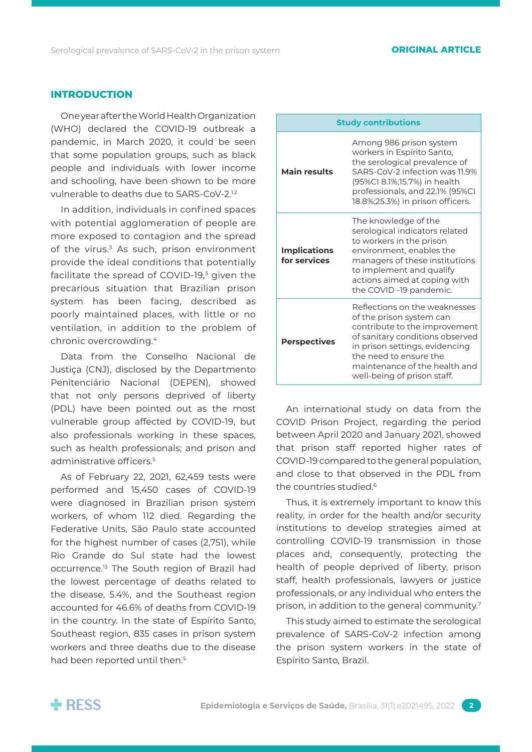## INTRODUCTION

One year after the World Health Organization (WHO) declared the COVID-19 outbreak a pandemic, in March 2020, it could be seen that some population groups, such as black people and individuals with lower income and schooling, have been shown to be more vulnerable to deaths due to SARS-CoV-2.[1,2]

In addition, individuals in confined spaces with potential agglomeration of people are more exposed to contagion and the spread of the virus.[3] As such, prison environment provide the ideal conditions that potentially facilitate the spread of COVID-19,[3] given the precarious situation that Brazilian prison system has been facing, described as poorly maintained places, with little or no ventilation, in addition to the problem of chronic overcrowding.[4]

Data from the Conselho Nacional de Justiça (CNJ), disclosed by the Departmento Penitenciário Nacional (DEPEN), showed that not only persons deprived of liberty (PDL) have been pointed out as the most vulnerable group affected by COVID-19, but also professionals working in these spaces, such as health professionals; and prison and administrative officers.[5]

As of February 22, 2021, 62,459 tests were performed and 15,450 cases of COVID-19 were diagnosed in Brazilian prison system workers, of whom 112 died. Regarding the Federative Units, São Paulo state accounted for the highest number of cases (2,751), while Rio Grande do Sul state had the lowest occurrence.[13] The South region of Brazil had the lowest percentage of deaths related to the disease, 5.4%, and the Southeast region accounted for 46.6% of deaths from COVID-19 in the country. In the state of Espírito Santo, Southeast region, 835 cases in prison system workers and three deaths due to the disease had been reported until then.[5]

| Study contributions | |
|---|---|
| **Main results** | Among 986 prison system workers in Espírito Santo, the serological prevalence of SARS-CoV-2 infection was 11.9% (95%CI 8.1%;15.7%) in health professionals, and 22.1% (95%CI 18.8%;25.3%) in prison officers. |
| **Implications for services** | The knowledge of the serological indicators related to workers in the prison environment, enables the managers of these institutions to implement and qualify actions aimed at coping with the COVID -19 pandemic. |
| **Perspectives** | Reflections on the weaknesses of the prison system can contribute to the improvement of sanitary conditions observed in prison settings, evidencing the need to ensure the maintenance of the health and well-being of prison staff. |

An international study on data from the COVID Prison Project, regarding the period between April 2020 and January 2021, showed that prison staff reported higher rates of COVID-19 compared to the general population, and close to that observed in the PDL from the countries studied.[6]

Thus, it is extremely important to know this reality, in order for the health and/or security institutions to develop strategies aimed at controlling COVID-19 transmission in those places and, consequently, protecting the health of people deprived of liberty, prison staff, health professionals, lawyers or justice professionals, or any individual who enters the prison, in addition to the general community.[7]

This study aimed to estimate the serological prevalence of SARS-CoV-2 infection among the prison system workers in the state of Espírito Santo, Brazil.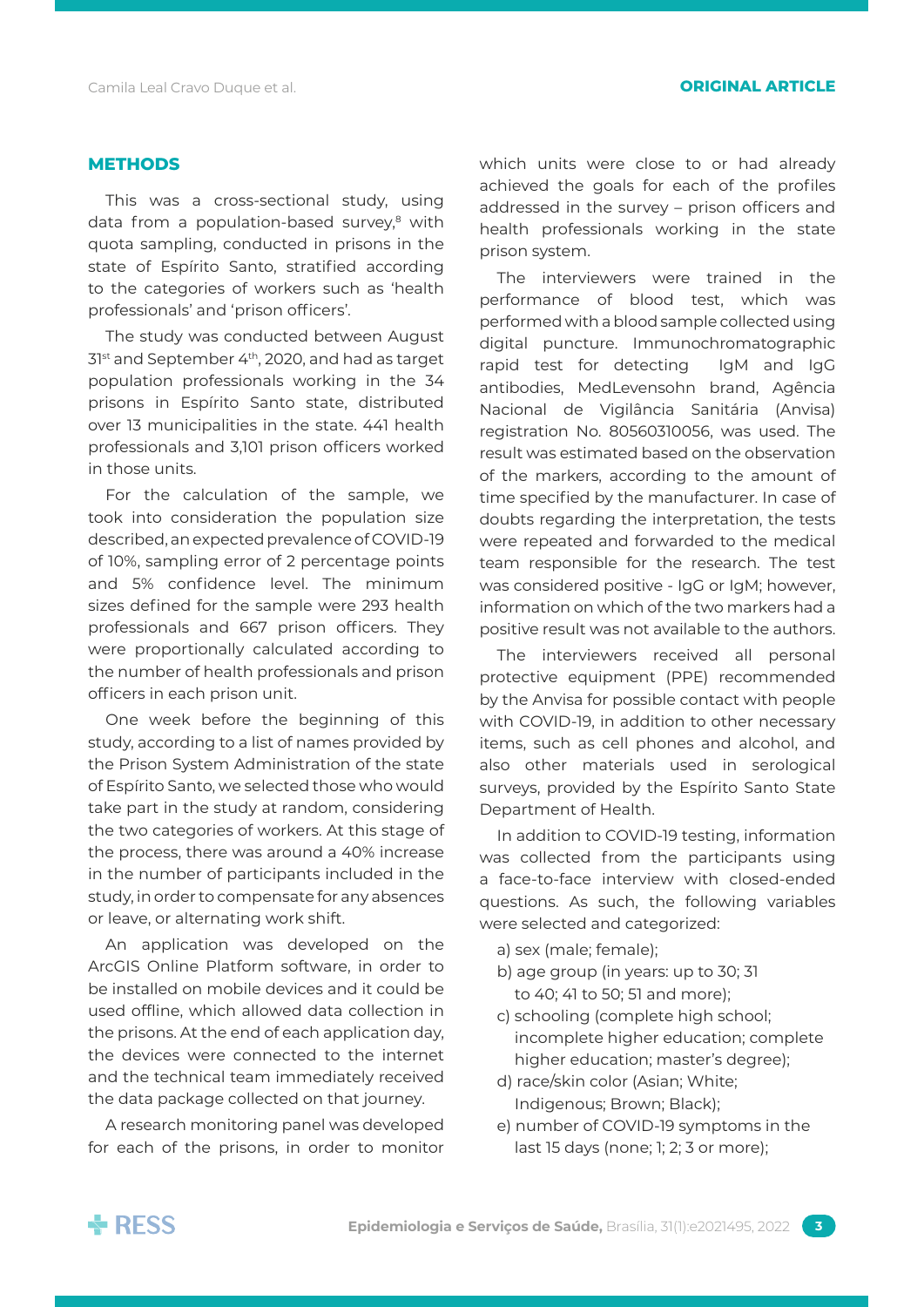## METHODS

This was a cross-sectional study, using data from a population-based survey,[8] with quota sampling, conducted in prisons in the state of Espírito Santo, stratified according to the categories of workers such as 'health professionals' and 'prison officers'.

The study was conducted between August 31st and September 4th, 2020, and had as target population professionals working in the 34 prisons in Espírito Santo state, distributed over 13 municipalities in the state. 441 health professionals and 3,101 prison officers worked in those units.

For the calculation of the sample, we took into consideration the population size described, an expected prevalence of COVID-19 of 10%, sampling error of 2 percentage points and 5% confidence level. The minimum sizes defined for the sample were 293 health professionals and 667 prison officers. They were proportionally calculated according to the number of health professionals and prison officers in each prison unit.

One week before the beginning of this study, according to a list of names provided by the Prison System Administration of the state of Espírito Santo, we selected those who would take part in the study at random, considering the two categories of workers. At this stage of the process, there was around a 40% increase in the number of participants included in the study, in order to compensate for any absences or leave, or alternating work shift.

An application was developed on the ArcGIS Online Platform software, in order to be installed on mobile devices and it could be used offline, which allowed data collection in the prisons. At the end of each application day, the devices were connected to the internet and the technical team immediately received the data package collected on that journey.

A research monitoring panel was developed for each of the prisons, in order to monitor which units were close to or had already achieved the goals for each of the profiles addressed in the survey – prison officers and health professionals working in the state prison system.

The interviewers were trained in the performance of blood test, which was performed with a blood sample collected using digital puncture. Immunochromatographic rapid test for detecting IgM and IgG antibodies, MedLevensohn brand, Agência Nacional de Vigilância Sanitária (Anvisa) registration No. 80560310056, was used. The result was estimated based on the observation of the markers, according to the amount of time specified by the manufacturer. In case of doubts regarding the interpretation, the tests were repeated and forwarded to the medical team responsible for the research. The test was considered positive - IgG or IgM; however, information on which of the two markers had a positive result was not available to the authors.

The interviewers received all personal protective equipment (PPE) recommended by the Anvisa for possible contact with people with COVID-19, in addition to other necessary items, such as cell phones and alcohol, and also other materials used in serological surveys, provided by the Espírito Santo State Department of Health.

In addition to COVID-19 testing, information was collected from the participants using a face-to-face interview with closed-ended questions. As such, the following variables were selected and categorized:

a) sex (male; female);
b) age group (in years: up to 30; 31 to 40; 41 to 50; 51 and more);
c) schooling (complete high school; incomplete higher education; complete higher education; master's degree);
d) race/skin color (Asian; White; Indigenous; Brown; Black);
e) number of COVID-19 symptoms in the last 15 days (none; 1; 2; 3 or more);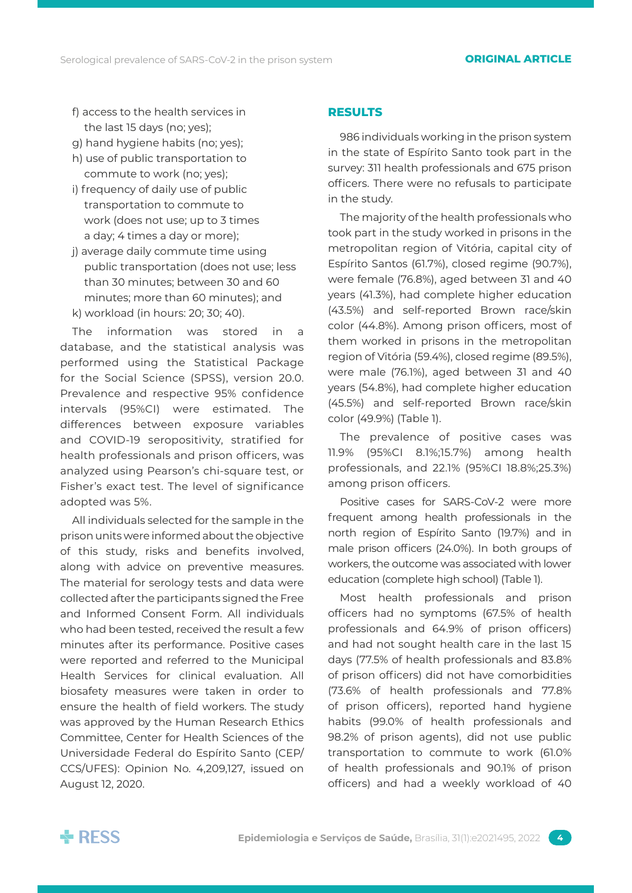f) access to the health services in the last 15 days (no; yes);
g) hand hygiene habits (no; yes);
h) use of public transportation to commute to work (no; yes);
i) frequency of daily use of public transportation to commute to work (does not use; up to 3 times a day; 4 times a day or more);
j) average daily commute time using public transportation (does not use; less than 30 minutes; between 30 and 60 minutes; more than 60 minutes); and
k) workload (in hours: 20; 30; 40).

The information was stored in a database, and the statistical analysis was performed using the Statistical Package for the Social Science (SPSS), version 20.0. Prevalence and respective 95% confidence intervals (95%CI) were estimated. The differences between exposure variables and COVID-19 seropositivity, stratified for health professionals and prison officers, was analyzed using Pearson's chi-square test, or Fisher's exact test. The level of significance adopted was 5%.

All individuals selected for the sample in the prison units were informed about the objective of this study, risks and benefits involved, along with advice on preventive measures. The material for serology tests and data were collected after the participants signed the Free and Informed Consent Form. All individuals who had been tested, received the result a few minutes after its performance. Positive cases were reported and referred to the Municipal Health Services for clinical evaluation. All biosafety measures were taken in order to ensure the health of field workers. The study was approved by the Human Research Ethics Committee, Center for Health Sciences of the Universidade Federal do Espírito Santo (CEP/CCS/UFES): Opinion No. 4,209,127, issued on August 12, 2020.

## RESULTS

986 individuals working in the prison system in the state of Espírito Santo took part in the survey: 311 health professionals and 675 prison officers. There were no refusals to participate in the study.

The majority of the health professionals who took part in the study worked in prisons in the metropolitan region of Vitória, capital city of Espírito Santos (61.7%), closed regime (90.7%), were female (76.8%), aged between 31 and 40 years (41.3%), had complete higher education (43.5%) and self-reported Brown race/skin color (44.8%). Among prison officers, most of them worked in prisons in the metropolitan region of Vitória (59.4%), closed regime (89.5%), were male (76.1%), aged between 31 and 40 years (54.8%), had complete higher education (45.5%) and self-reported Brown race/skin color (49.9%) (Table 1).

The prevalence of positive cases was 11.9% (95%CI 8.1%;15.7%) among health professionals, and 22.1% (95%CI 18.8%;25.3%) among prison officers.

Positive cases for SARS-CoV-2 were more frequent among health professionals in the north region of Espírito Santo (19.7%) and in male prison officers (24.0%). In both groups of workers, the outcome was associated with lower education (complete high school) (Table 1).

Most health professionals and prison officers had no symptoms (67.5% of health professionals and 64.9% of prison officers) and had not sought health care in the last 15 days (77.5% of health professionals and 83.8% of prison officers) did not have comorbidities (73.6% of health professionals and 77.8% of prison officers), reported hand hygiene habits (99.0% of health professionals and 98.2% of prison agents), did not use public transportation to commute to work (61.0% of health professionals and 90.1% of prison officers) and had a weekly workload of 40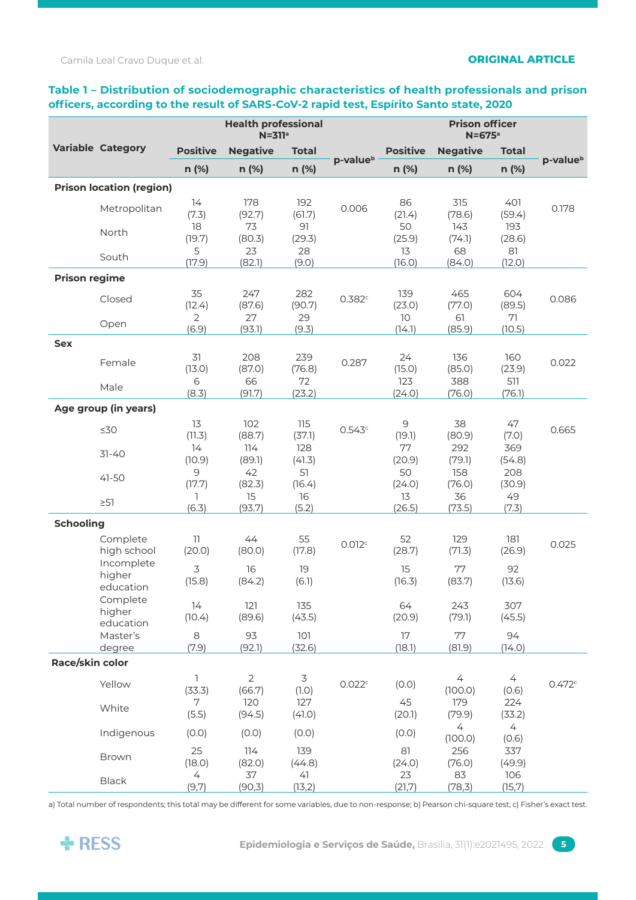**Table 1 – Distribution of sociodemographic characteristics of health professionals and prison officers, according to the result of SARS-CoV-2 rapid test, Espírito Santo state, 2020**

| Variable | Category | Health professional N=311[a] | | | p-value[b] | Prison officer N=675[a] | | | p-value[b] |
|---|---|---|---|---|---|---|---|---|---|
| | | Positive | Negative | Total | | Positive | Negative | Total | |
| | | n (%) | n (%) | n (%) | | n (%) | n (%) | n (%) | |
| **Prison location (region)** | | | | | | | | | |
| | Metropolitan | 14 (7.3) | 178 (92.7) | 192 (61.7) | 0.006 | 86 (21.4) | 315 (78.6) | 401 (59.4) | 0.178 |
| | North | 18 (19.7) | 73 (80.3) | 91 (29.3) | | 50 (25.9) | 143 (74.1) | 193 (28.6) | |
| | South | 5 (17.9) | 23 (82.1) | 28 (9.0) | | 13 (16.0) | 68 (84.0) | 81 (12.0) | |
| **Prison regime** | | | | | | | | | |
| | Closed | 35 (12.4) | 247 (87.6) | 282 (90.7) | 0.382[c] | 139 (23.0) | 465 (77.0) | 604 (89.5) | 0.086 |
| | Open | 2 (6.9) | 27 (93.1) | 29 (9.3) | | 10 (14.1) | 61 (85.9) | 71 (10.5) | |
| **Sex** | | | | | | | | | |
| | Female | 31 (13.0) | 208 (87.0) | 239 (76.8) | 0.287 | 24 (15.0) | 136 (85.0) | 160 (23.9) | 0.022 |
| | Male | 6 (8.3) | 66 (91.7) | 72 (23.2) | | 123 (24.0) | 388 (76.0) | 511 (76.1) | |
| **Age group (in years)** | | | | | | | | | |
| | ≤30 | 13 (11.3) | 102 (88.7) | 115 (37.1) | 0.543[c] | 9 (19.1) | 38 (80.9) | 47 (7.0) | 0.665 |
| | 31-40 | 14 (10.9) | 114 (89.1) | 128 (41.3) | | 77 (20.9) | 292 (79.1) | 369 (54.8) | |
| | 41-50 | 9 (17.7) | 42 (82.3) | 51 (16.4) | | 50 (24.0) | 158 (76.0) | 208 (30.9) | |
| | ≥51 | 1 (6.3) | 15 (93.7) | 16 (5.2) | | 13 (26.5) | 36 (73.5) | 49 (7.3) | |
| **Schooling** | | | | | | | | | |
| | Complete high school | 11 (20.0) | 44 (80.0) | 55 (17.8) | 0.012[c] | 52 (28.7) | 129 (71.3) | 181 (26.9) | 0.025 |
| | Incomplete higher education | 3 (15.8) | 16 (84.2) | 19 (6.1) | | 15 (16.3) | 77 (83.7) | 92 (13.6) | |
| | Complete higher education | 14 (10.4) | 121 (89.6) | 135 (43.5) | | 64 (20.9) | 243 (79.1) | 307 (45.5) | |
| | Master's degree | 8 (7.9) | 93 (92.1) | 101 (32.6) | | 17 (18.1) | 77 (81.9) | 94 (14.0) | |
| **Race/skin color** | | | | | | | | | |
| | Yellow | 1 (33.3) | 2 (66.7) | 3 (1.0) | 0.022[c] | (0.0) | 4 (100.0) | 4 (0.6) | 0.472[c] |
| | White | 7 (5.5) | 120 (94.5) | 127 (41.0) | | 45 (20.1) | 179 (79.9) | 224 (33.2) | |
| | Indigenous | (0.0) | (0.0) | (0.0) | | (0.0) | 4 (100.0) | 4 (0.6) | |
| | Brown | 25 (18.0) | 114 (82.0) | 139 (44.8) | | 81 (24.0) | 256 (76.0) | 337 (49.9) | |
| | Black | 4 (9,7) | 37 (90,3) | 41 (13,2) | | 23 (21,7) | 83 (78,3) | 106 (15,7) | |

a) Total number of respondents; this total may be different for some variables, due to non-response; b) Pearson chi-square test; c) Fisher's exact test.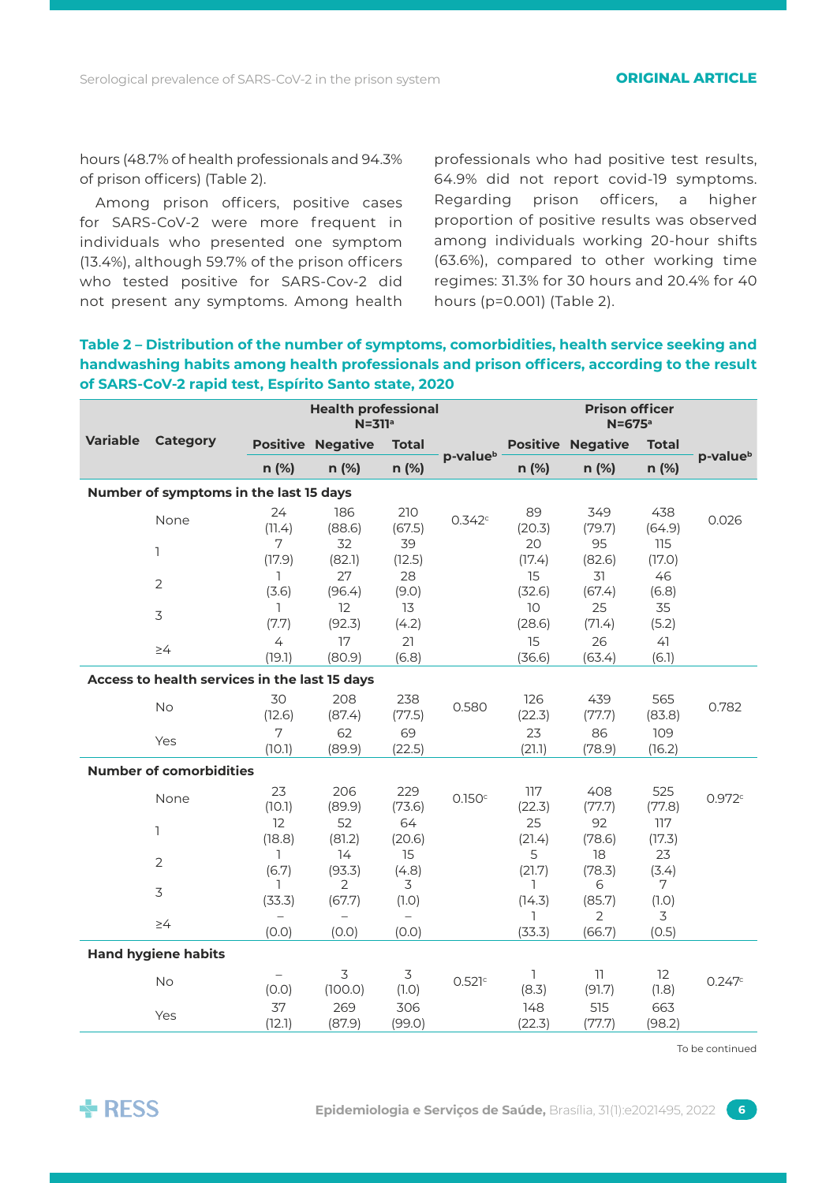hours (48.7% of health professionals and 94.3% of prison officers) (Table 2).

Among prison officers, positive cases for SARS-CoV-2 were more frequent in individuals who presented one symptom (13.4%), although 59.7% of the prison officers who tested positive for SARS-Cov-2 did not present any symptoms. Among health professionals who had positive test results, 64.9% did not report covid-19 symptoms. Regarding prison officers, a higher proportion of positive results was observed among individuals working 20-hour shifts (63.6%), compared to other working time regimes: 31.3% for 30 hours and 20.4% for 40 hours (p=0.001) (Table 2).

**Table 2 – Distribution of the number of symptoms, comorbidities, health service seeking and handwashing habits among health professionals and prison officers, according to the result of SARS-CoV-2 rapid test, Espírito Santo state, 2020**

| Variable | Category | Health professional N=311[a] | | | | Prison officer N=675[a] | | | |
|---|---|---|---|---|---|---|---|---|---|
| | | Positive | Negative | Total | p-value[b] | Positive | Negative | Total | p-value[b] |
| | | n (%) | n (%) | n (%) | | n (%) | n (%) | n (%) | |
| **Number of symptoms in the last 15 days** | | | | | | | | | |
| | None | 24 (11.4) | 186 (88.6) | 210 (67.5) | 0.342[c] | 89 (20.3) | 349 (79.7) | 438 (64.9) | 0.026 |
| | 1 | 7 (17.9) | 32 (82.1) | 39 (12.5) | | 20 (17.4) | 95 (82.6) | 115 (17.0) | |
| | 2 | 1 (3.6) | 27 (96.4) | 28 (9.0) | | 15 (32.6) | 31 (67.4) | 46 (6.8) | |
| | 3 | 1 (7.7) | 12 (92.3) | 13 (4.2) | | 10 (28.6) | 25 (71.4) | 35 (5.2) | |
| | ≥4 | 4 (19.1) | 17 (80.9) | 21 (6.8) | | 15 (36.6) | 26 (63.4) | 41 (6.1) | |
| **Access to health services in the last 15 days** | | | | | | | | | |
| | No | 30 (12.6) | 208 (87.4) | 238 (77.5) | 0.580 | 126 (22.3) | 439 (77.7) | 565 (83.8) | 0.782 |
| | Yes | 7 (10.1) | 62 (89.9) | 69 (22.5) | | 23 (21.1) | 86 (78.9) | 109 (16.2) | |
| **Number of comorbidities** | | | | | | | | | |
| | None | 23 (10.1) | 206 (89.9) | 229 (73.6) | 0.150[c] | 117 (22.3) | 408 (77.7) | 525 (77.8) | 0.972[c] |
| | 1 | 12 (18.8) | 52 (81.2) | 64 (20.6) | | 25 (21.4) | 92 (78.6) | 117 (17.3) | |
| | 2 | 1 (6.7) | 14 (93.3) | 15 (4.8) | | 5 (21.7) | 18 (78.3) | 23 (3.4) | |
| | 3 | 1 (33.3) | 2 (67.7) | 3 (1.0) | | 1 (14.3) | 6 (85.7) | 7 (1.0) | |
| | ≥4 | – (0.0) | – (0.0) | – (0.0) | | 1 (33.3) | 2 (66.7) | 3 (0.5) | |
| **Hand hygiene habits** | | | | | | | | | |
| | No | – (0.0) | 3 (100.0) | 3 (1.0) | 0.521[c] | 1 (8.3) | 11 (91.7) | 12 (1.8) | 0.247[c] |
| | Yes | 37 (12.1) | 269 (87.9) | 306 (99.0) | | 148 (22.3) | 515 (77.7) | 663 (98.2) | |

To be continued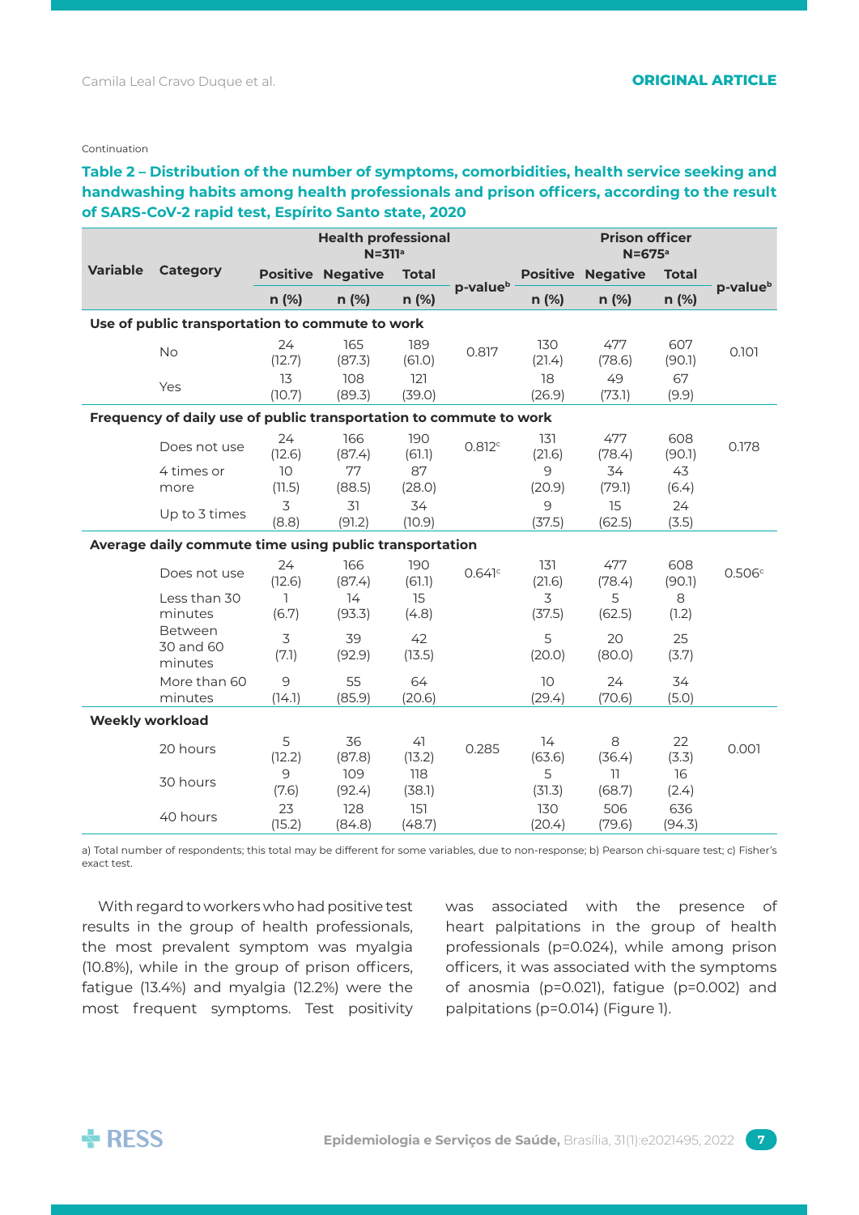Continuation

**Table 2 – Distribution of the number of symptoms, comorbidities, health service seeking and handwashing habits among health professionals and prison officers, according to the result of SARS-CoV-2 rapid test, Espírito Santo state, 2020**

| Variable | Category | Health professional N=311[a] | | | | Prison officer N=675[a] | | | |
|---|---|---|---|---|---|---|---|---|---|
| | | Positive | Negative | Total | p-value[b] | Positive | Negative | Total | p-value[b] |
| | | n (%) | n (%) | n (%) | | n (%) | n (%) | n (%) | |
| **Use of public transportation to commute to work** | | | | | | | | | |
| | No | 24 (12.7) | 165 (87.3) | 189 (61.0) | 0.817 | 130 (21.4) | 477 (78.6) | 607 (90.1) | 0.101 |
| | Yes | 13 (10.7) | 108 (89.3) | 121 (39.0) | | 18 (26.9) | 49 (73.1) | 67 (9.9) | |
| **Frequency of daily use of public transportation to commute to work** | | | | | | | | | |
| | Does not use | 24 (12.6) | 166 (87.4) | 190 (61.1) | 0.812[c] | 131 (21.6) | 477 (78.4) | 608 (90.1) | 0.178 |
| | 4 times or more | 10 (11.5) | 77 (88.5) | 87 (28.0) | | 9 (20.9) | 34 (79.1) | 43 (6.4) | |
| | Up to 3 times | 3 (8.8) | 31 (91.2) | 34 (10.9) | | 9 (37.5) | 15 (62.5) | 24 (3.5) | |
| **Average daily commute time using public transportation** | | | | | | | | | |
| | Does not use | 24 (12.6) | 166 (87.4) | 190 (61.1) | 0.641[c] | 131 (21.6) | 477 (78.4) | 608 (90.1) | 0.506[c] |
| | Less than 30 minutes | 1 (6.7) | 14 (93.3) | 15 (4.8) | | 3 (37.5) | 5 (62.5) | 8 (1.2) | |
| | Between 30 and 60 minutes | 3 (7.1) | 39 (92.9) | 42 (13.5) | | 5 (20.0) | 20 (80.0) | 25 (3.7) | |
| | More than 60 minutes | 9 (14.1) | 55 (85.9) | 64 (20.6) | | 10 (29.4) | 24 (70.6) | 34 (5.0) | |
| **Weekly workload** | | | | | | | | | |
| | 20 hours | 5 (12.2) | 36 (87.8) | 41 (13.2) | 0.285 | 14 (63.6) | 8 (36.4) | 22 (3.3) | 0.001 |
| | 30 hours | 9 (7.6) | 109 (92.4) | 118 (38.1) | | 5 (31.3) | 11 (68.7) | 16 (2.4) | |
| | 40 hours | 23 (15.2) | 128 (84.8) | 151 (48.7) | | 130 (20.4) | 506 (79.6) | 636 (94.3) | |

a) Total number of respondents; this total may be different for some variables, due to non-response; b) Pearson chi-square test; c) Fisher's exact test.

With regard to workers who had positive test results in the group of health professionals, the most prevalent symptom was myalgia (10.8%), while in the group of prison officers, fatigue (13.4%) and myalgia (12.2%) were the most frequent symptoms. Test positivity was associated with the presence of heart palpitations in the group of health professionals (p=0.024), while among prison officers, it was associated with the symptoms of anosmia (p=0.021), fatigue (p=0.002) and palpitations (p=0.014) (Figure 1).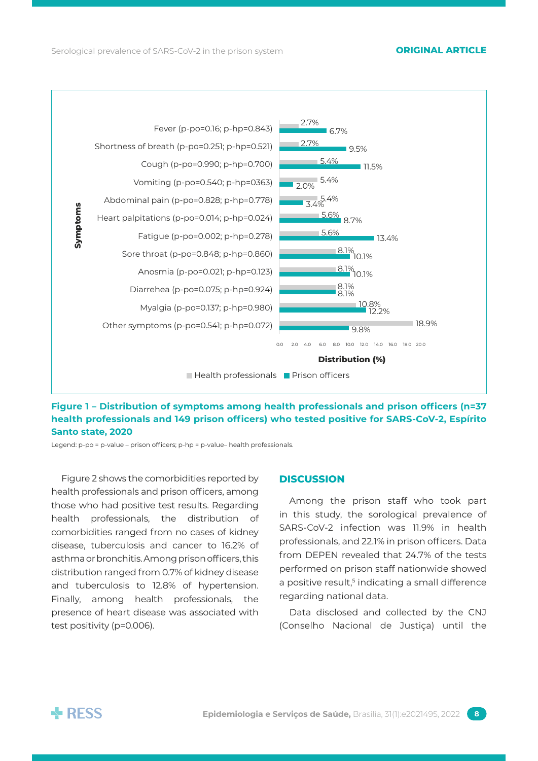| Symptoms | Health professionals | Prison officers |
|---|---|---|
| Fever (p-po=0.16; p-hp=0.843) | 2.7% | 6.7% |
| Shortness of breath (p-po=0.251; p-hp=0.521) | 2.7% | 9.5% |
| Cough (p-po=0.990; p-hp=0.700) | 5.4% | 11.5% |
| Vomiting (p-po=0.540; p-hp=0363) | 5.4% | 2.0% |
| Abdominal pain (p-po=0.828; p-hp=0.778) | 5.4% | 3.4% |
| Heart palpitations (p-po=0.014; p-hp=0.024) | 5.6% | 8.7% |
| Fatigue (p-po=0.002; p-hp=0.278) | 5.6% | 13.4% |
| Sore throat (p-po=0.848; p-hp=0.860) | 8.1% | 10.1% |
| Anosmia (p-po=0.021; p-hp=0.123) | 8.1% | 10.1% |
| Diarrehea (p-po=0.075; p-hp=0.924) | 8.1% | 8.1% |
| Myalgia (p-po=0.137; p-hp=0.980) | 10.8% | 12.2% |
| Other symptoms (p-po=0.541; p-hp=0.072) | 18.9% | 9.8% |

Distribution (%)

**Figure 1 – Distribution of symptoms among health professionals and prison officers (n=37 health professionals and 149 prison officers) who tested positive for SARS-CoV-2, Espírito Santo state, 2020**

Legend: p-po = p-value – prison officers; p-hp = p-value– health professionals.

Figure 2 shows the comorbidities reported by health professionals and prison officers, among those who had positive test results. Regarding health professionals, the distribution of comorbidities ranged from no cases of kidney disease, tuberculosis and cancer to 16.2% of asthma or bronchitis. Among prison officers, this distribution ranged from 0.7% of kidney disease and tuberculosis to 12.8% of hypertension. Finally, among health professionals, the presence of heart disease was associated with test positivity (p=0.006).

## DISCUSSION

Among the prison staff who took part in this study, the sorological prevalence of SARS-CoV-2 infection was 11.9% in health professionals, and 22.1% in prison officers. Data from DEPEN revealed that 24.7% of the tests performed on prison staff nationwide showed a positive result,[5] indicating a small difference regarding national data.

Data disclosed and collected by the CNJ (Conselho Nacional de Justiça) until the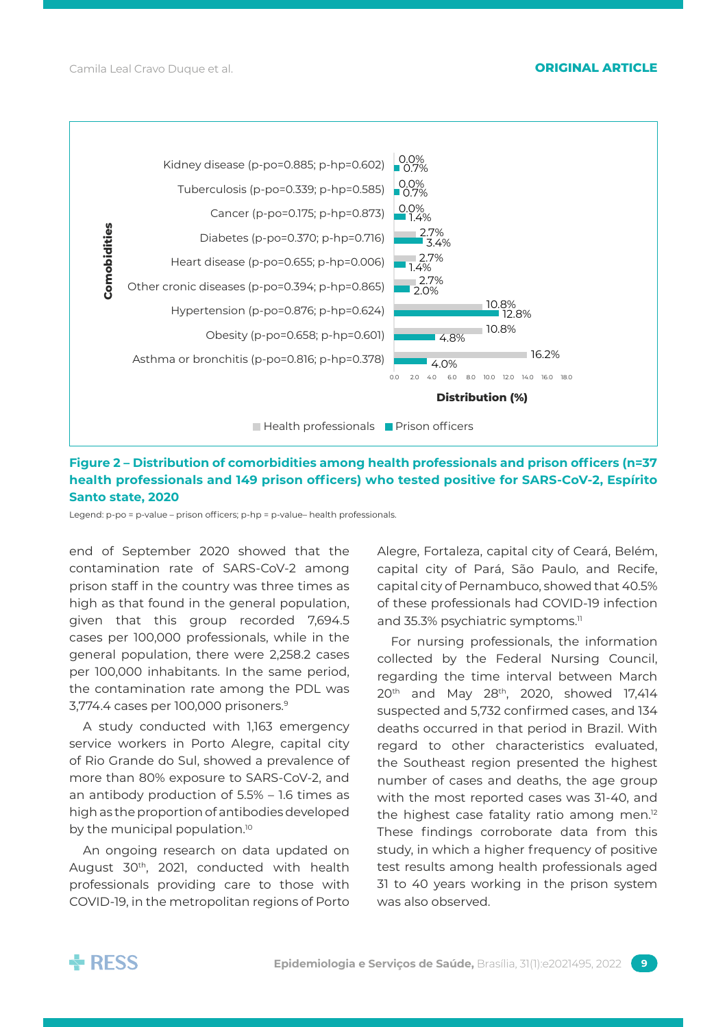| Comobidities | Health professionals | Prison officers |
|---|---|---|
| Kidney disease (p-po=0.885; p-hp=0.602) | 0.0% | 0.7% |
| Tuberculosis (p-po=0.339; p-hp=0.585) | 0.0% | 0.7% |
| Cancer (p-po=0.175; p-hp=0.873) | 0.0% | 1.4% |
| Diabetes (p-po=0.370; p-hp=0.716) | 2.7% | 3.4% |
| Heart disease (p-po=0.655; p-hp=0.006) | 2.7% | 1.4% |
| Other cronic diseases (p-po=0.394; p-hp=0.865) | 2.7% | 2.0% |
| Hypertension (p-po=0.876; p-hp=0.624) | 10.8% | 12.8% |
| Obesity (p-po=0.658; p-hp=0.601) | 10.8% | 4.8% |
| Asthma or bronchitis (p-po=0.816; p-hp=0.378) | 16.2% | 4.0% |

**Figure 2 – Distribution of comorbidities among health professionals and prison officers (n=37 health professionals and 149 prison officers) who tested positive for SARS-CoV-2, Espírito Santo state, 2020**

Legend: p-po = p-value – prison officers; p-hp = p-value– health professionals.

end of September 2020 showed that the contamination rate of SARS-CoV-2 among prison staff in the country was three times as high as that found in the general population, given that this group recorded 7,694.5 cases per 100,000 professionals, while in the general population, there were 2,258.2 cases per 100,000 inhabitants. In the same period, the contamination rate among the PDL was 3,774.4 cases per 100,000 prisoners.[9]

A study conducted with 1,163 emergency service workers in Porto Alegre, capital city of Rio Grande do Sul, showed a prevalence of more than 80% exposure to SARS-CoV-2, and an antibody production of 5.5% – 1.6 times as high as the proportion of antibodies developed by the municipal population.[10]

An ongoing research on data updated on August 30th, 2021, conducted with health professionals providing care to those with COVID-19, in the metropolitan regions of Porto Alegre, Fortaleza, capital city of Ceará, Belém, capital city of Pará, São Paulo, and Recife, capital city of Pernambuco, showed that 40.5% of these professionals had COVID-19 infection and 35.3% psychiatric symptoms.[11]

For nursing professionals, the information collected by the Federal Nursing Council, regarding the time interval between March 20th and May 28th, 2020, showed 17,414 suspected and 5,732 confirmed cases, and 134 deaths occurred in that period in Brazil. With regard to other characteristics evaluated, the Southeast region presented the highest number of cases and deaths, the age group with the most reported cases was 31-40, and the highest case fatality ratio among men.[12] These findings corroborate data from this study, in which a higher frequency of positive test results among health professionals aged 31 to 40 years working in the prison system was also observed.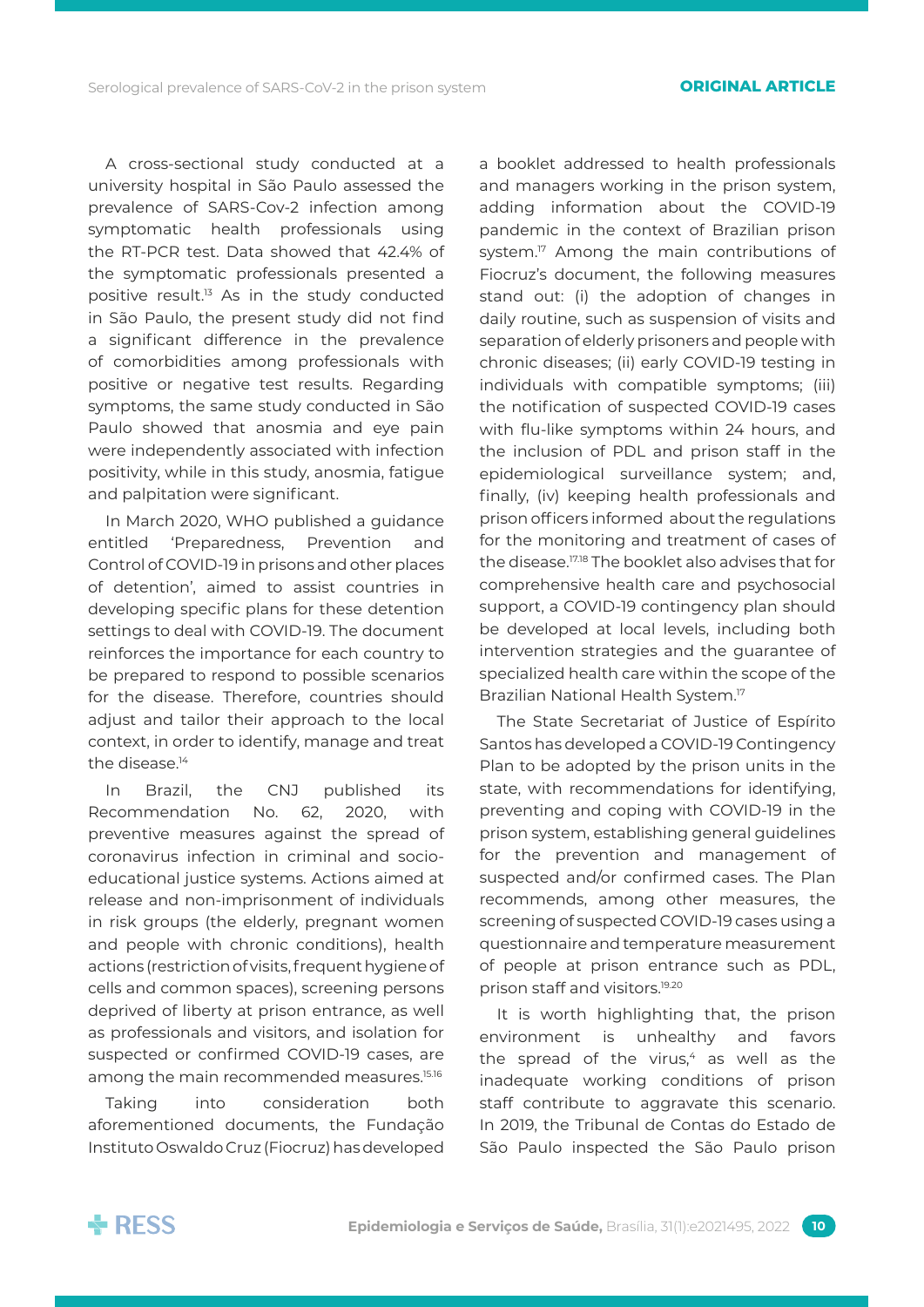A cross-sectional study conducted at a university hospital in São Paulo assessed the prevalence of SARS-Cov-2 infection among symptomatic health professionals using the RT-PCR test. Data showed that 42.4% of the symptomatic professionals presented a positive result.[13] As in the study conducted in São Paulo, the present study did not find a significant difference in the prevalence of comorbidities among professionals with positive or negative test results. Regarding symptoms, the same study conducted in São Paulo showed that anosmia and eye pain were independently associated with infection positivity, while in this study, anosmia, fatigue and palpitation were significant.

In March 2020, WHO published a guidance entitled 'Preparedness, Prevention and Control of COVID-19 in prisons and other places of detention', aimed to assist countries in developing specific plans for these detention settings to deal with COVID-19. The document reinforces the importance for each country to be prepared to respond to possible scenarios for the disease. Therefore, countries should adjust and tailor their approach to the local context, in order to identify, manage and treat the disease.[14]

In Brazil, the CNJ published its Recommendation No. 62, 2020, with preventive measures against the spread of coronavirus infection in criminal and socio-educational justice systems. Actions aimed at release and non-imprisonment of individuals in risk groups (the elderly, pregnant women and people with chronic conditions), health actions (restriction of visits, frequent hygiene of cells and common spaces), screening persons deprived of liberty at prison entrance, as well as professionals and visitors, and isolation for suspected or confirmed COVID-19 cases, are among the main recommended measures.[15,16]

Taking into consideration both aforementioned documents, the Fundação Instituto Oswaldo Cruz (Fiocruz) has developed a booklet addressed to health professionals and managers working in the prison system, adding information about the COVID-19 pandemic in the context of Brazilian prison system.[17] Among the main contributions of Fiocruz's document, the following measures stand out: (i) the adoption of changes in daily routine, such as suspension of visits and separation of elderly prisoners and people with chronic diseases; (ii) early COVID-19 testing in individuals with compatible symptoms; (iii) the notification of suspected COVID-19 cases with flu-like symptoms within 24 hours, and the inclusion of PDL and prison staff in the epidemiological surveillance system; and, finally, (iv) keeping health professionals and prison officers informed about the regulations for the monitoring and treatment of cases of the disease.[17,18] The booklet also advises that for comprehensive health care and psychosocial support, a COVID-19 contingency plan should be developed at local levels, including both intervention strategies and the guarantee of specialized health care within the scope of the Brazilian National Health System.[17]

The State Secretariat of Justice of Espírito Santos has developed a COVID-19 Contingency Plan to be adopted by the prison units in the state, with recommendations for identifying, preventing and coping with COVID-19 in the prison system, establishing general guidelines for the prevention and management of suspected and/or confirmed cases. The Plan recommends, among other measures, the screening of suspected COVID-19 cases using a questionnaire and temperature measurement of people at prison entrance such as PDL, prison staff and visitors.[19,20]

It is worth highlighting that, the prison environment is unhealthy and favors the spread of the virus,[4] as well as the inadequate working conditions of prison staff contribute to aggravate this scenario. In 2019, the Tribunal de Contas do Estado de São Paulo inspected the São Paulo prison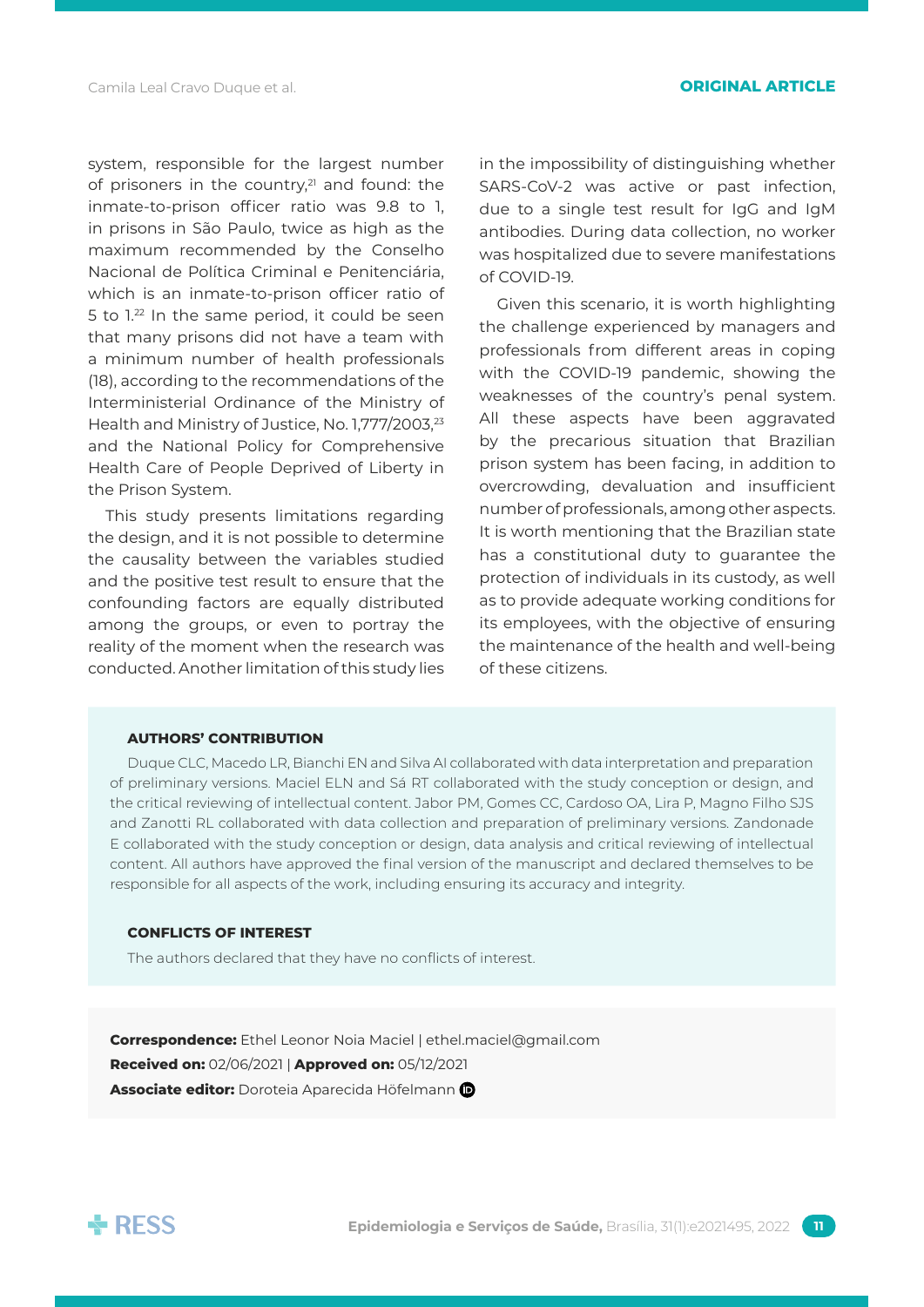system, responsible for the largest number of prisoners in the country,[21] and found: the inmate-to-prison officer ratio was 9.8 to 1, in prisons in São Paulo, twice as high as the maximum recommended by the Conselho Nacional de Política Criminal e Penitenciária, which is an inmate-to-prison officer ratio of 5 to 1.[22] In the same period, it could be seen that many prisons did not have a team with a minimum number of health professionals (18), according to the recommendations of the Interministerial Ordinance of the Ministry of Health and Ministry of Justice, No. 1,777/2003,[23] and the National Policy for Comprehensive Health Care of People Deprived of Liberty in the Prison System.

This study presents limitations regarding the design, and it is not possible to determine the causality between the variables studied and the positive test result to ensure that the confounding factors are equally distributed among the groups, or even to portray the reality of the moment when the research was conducted. Another limitation of this study lies in the impossibility of distinguishing whether SARS-CoV-2 was active or past infection, due to a single test result for IgG and IgM antibodies. During data collection, no worker was hospitalized due to severe manifestations of COVID-19.

Given this scenario, it is worth highlighting the challenge experienced by managers and professionals from different areas in coping with the COVID-19 pandemic, showing the weaknesses of the country's penal system. All these aspects have been aggravated by the precarious situation that Brazilian prison system has been facing, in addition to overcrowding, devaluation and insufficient number of professionals, among other aspects. It is worth mentioning that the Brazilian state has a constitutional duty to guarantee the protection of individuals in its custody, as well as to provide adequate working conditions for its employees, with the objective of ensuring the maintenance of the health and well-being of these citizens.

**AUTHORS' CONTRIBUTION**

Duque CLC, Macedo LR, Bianchi EN and Silva AI collaborated with data interpretation and preparation of preliminary versions. Maciel ELN and Sá RT collaborated with the study conception or design, and the critical reviewing of intellectual content. Jabor PM, Gomes CC, Cardoso OA, Lira P, Magno Filho SJS and Zanotti RL collaborated with data collection and preparation of preliminary versions. Zandonade E collaborated with the study conception or design, data analysis and critical reviewing of intellectual content. All authors have approved the final version of the manuscript and declared themselves to be responsible for all aspects of the work, including ensuring its accuracy and integrity.

**CONFLICTS OF INTEREST**

The authors declared that they have no conflicts of interest.

**Correspondence:** Ethel Leonor Noia Maciel | ethel.maciel@gmail.com
**Received on:** 02/06/2021 | **Approved on:** 05/12/2021
**Associate editor:** Doroteia Aparecida Höfelmann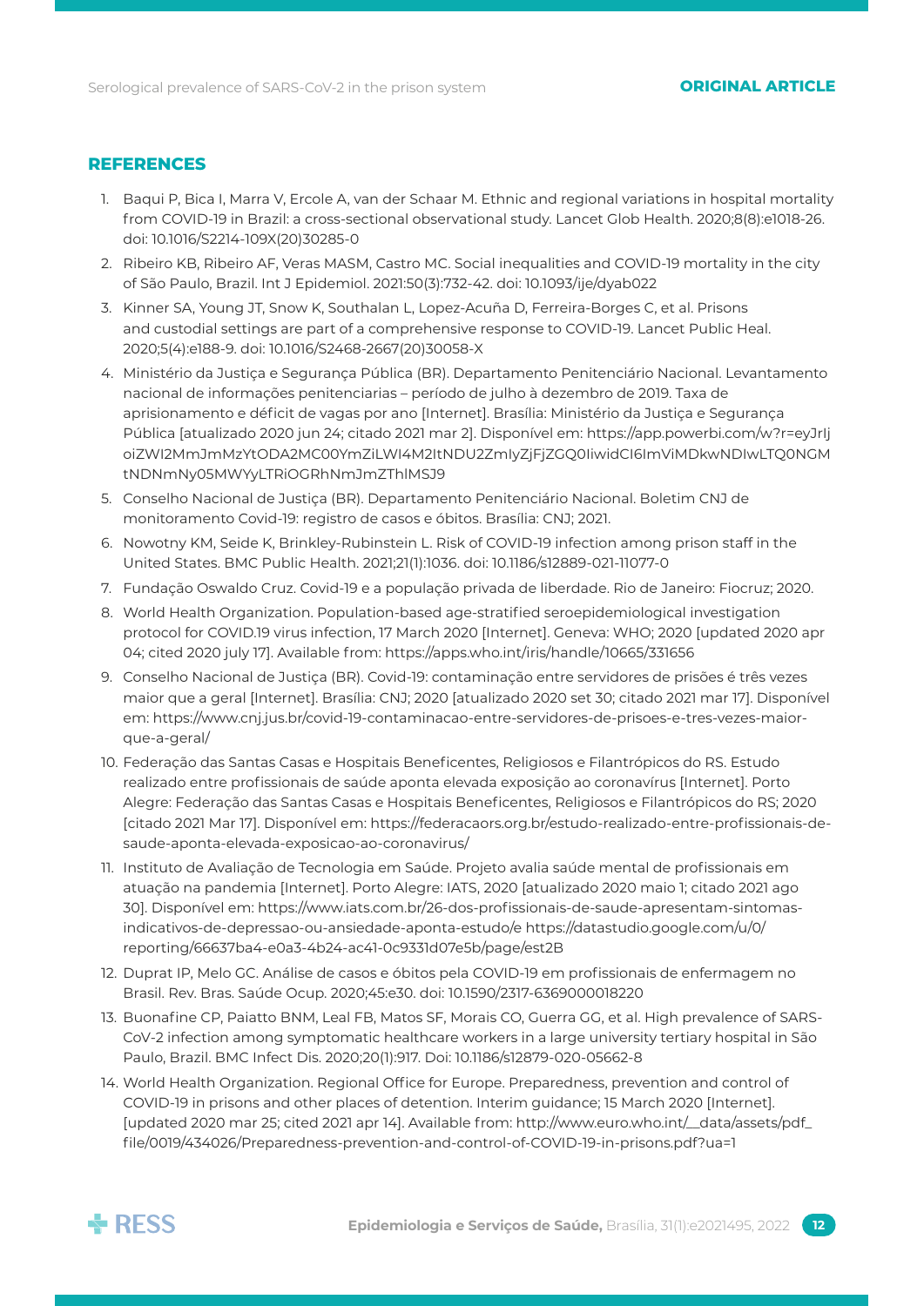## REFERENCES

1. Baqui P, Bica I, Marra V, Ercole A, van der Schaar M. Ethnic and regional variations in hospital mortality from COVID-19 in Brazil: a cross-sectional observational study. Lancet Glob Health. 2020;8(8):e1018-26. doi: 10.1016/S2214-109X(20)30285-0
2. Ribeiro KB, Ribeiro AF, Veras MASM, Castro MC. Social inequalities and COVID-19 mortality in the city of São Paulo, Brazil. Int J Epidemiol. 2021:50(3):732-42. doi: 10.1093/ije/dyab022
3. Kinner SA, Young JT, Snow K, Southalan L, Lopez-Acuña D, Ferreira-Borges C, et al. Prisons and custodial settings are part of a comprehensive response to COVID-19. Lancet Public Heal. 2020;5(4):e188-9. doi: 10.1016/S2468-2667(20)30058-X
4. Ministério da Justiça e Segurança Pública (BR). Departamento Penitenciário Nacional. Levantamento nacional de informações penitenciarias – período de julho à dezembro de 2019. Taxa de aprisionamento e déficit de vagas por ano [Internet]. Brasília: Ministério da Justiça e Segurança Pública [atualizado 2020 jun 24; citado 2021 mar 2]. Disponível em: https://app.powerbi.com/w?r=eyJrIjoiZWI2MmJmMzYtODA2MC00YmZiLWI4M2ItNDU2ZmIyZjFjZGQ0IiwidCI6ImViMDkwNDIwLTQ0NGMtNDNmNy05MWYyLTRiOGRhNmJmZThlMSJ9
5. Conselho Nacional de Justiça (BR). Departamento Penitenciário Nacional. Boletim CNJ de monitoramento Covid-19: registro de casos e óbitos. Brasília: CNJ; 2021.
6. Nowotny KM, Seide K, Brinkley-Rubinstein L. Risk of COVID-19 infection among prison staff in the United States. BMC Public Health. 2021;21(1):1036. doi: 10.1186/s12889-021-11077-0
7. Fundação Oswaldo Cruz. Covid-19 e a população privada de liberdade. Rio de Janeiro: Fiocruz; 2020.
8. World Health Organization. Population-based age-stratified seroepidemiological investigation protocol for COVID.19 virus infection, 17 March 2020 [Internet]. Geneva: WHO; 2020 [updated 2020 apr 04; cited 2020 july 17]. Available from: https://apps.who.int/iris/handle/10665/331656
9. Conselho Nacional de Justiça (BR). Covid-19: contaminação entre servidores de prisões é três vezes maior que a geral [Internet]. Brasília: CNJ; 2020 [atualizado 2020 set 30; citado 2021 mar 17]. Disponível em: https://www.cnj.jus.br/covid-19-contaminacao-entre-servidores-de-prisoes-e-tres-vezes-maior-que-a-geral/
10. Federação das Santas Casas e Hospitais Beneficentes, Religiosos e Filantrópicos do RS. Estudo realizado entre profissionais de saúde aponta elevada exposição ao coronavírus [Internet]. Porto Alegre: Federação das Santas Casas e Hospitais Beneficentes, Religiosos e Filantrópicos do RS; 2020 [citado 2021 Mar 17]. Disponível em: https://federacaors.org.br/estudo-realizado-entre-profissionais-de-saude-aponta-elevada-exposicao-ao-coronavirus/
11. Instituto de Avaliação de Tecnologia em Saúde. Projeto avalia saúde mental de profissionais em atuação na pandemia [Internet]. Porto Alegre: IATS, 2020 [atualizado 2020 maio 1; citado 2021 ago 30]. Disponível em: https://www.iats.com.br/26-dos-profissionais-de-saude-apresentam-sintomas-indicativos-de-depressao-ou-ansiedade-aponta-estudo/e https://datastudio.google.com/u/0/reporting/66637ba4-e0a3-4b24-ac41-0c9331d07e5b/page/est2B
12. Duprat IP, Melo GC. Análise de casos e óbitos pela COVID-19 em profissionais de enfermagem no Brasil. Rev. Bras. Saúde Ocup. 2020;45:e30. doi: 10.1590/2317-6369000018220
13. Buonafine CP, Paiatto BNM, Leal FB, Matos SF, Morais CO, Guerra GG, et al. High prevalence of SARS-CoV-2 infection among symptomatic healthcare workers in a large university tertiary hospital in São Paulo, Brazil. BMC Infect Dis. 2020;20(1):917. Doi: 10.1186/s12879-020-05662-8
14. World Health Organization. Regional Office for Europe. Preparedness, prevention and control of COVID-19 in prisons and other places of detention. Interim guidance; 15 March 2020 [Internet]. [updated 2020 mar 25; cited 2021 apr 14]. Available from: http://www.euro.who.int/__data/assets/pdf_file/0019/434026/Preparedness-prevention-and-control-of-COVID-19-in-prisons.pdf?ua=1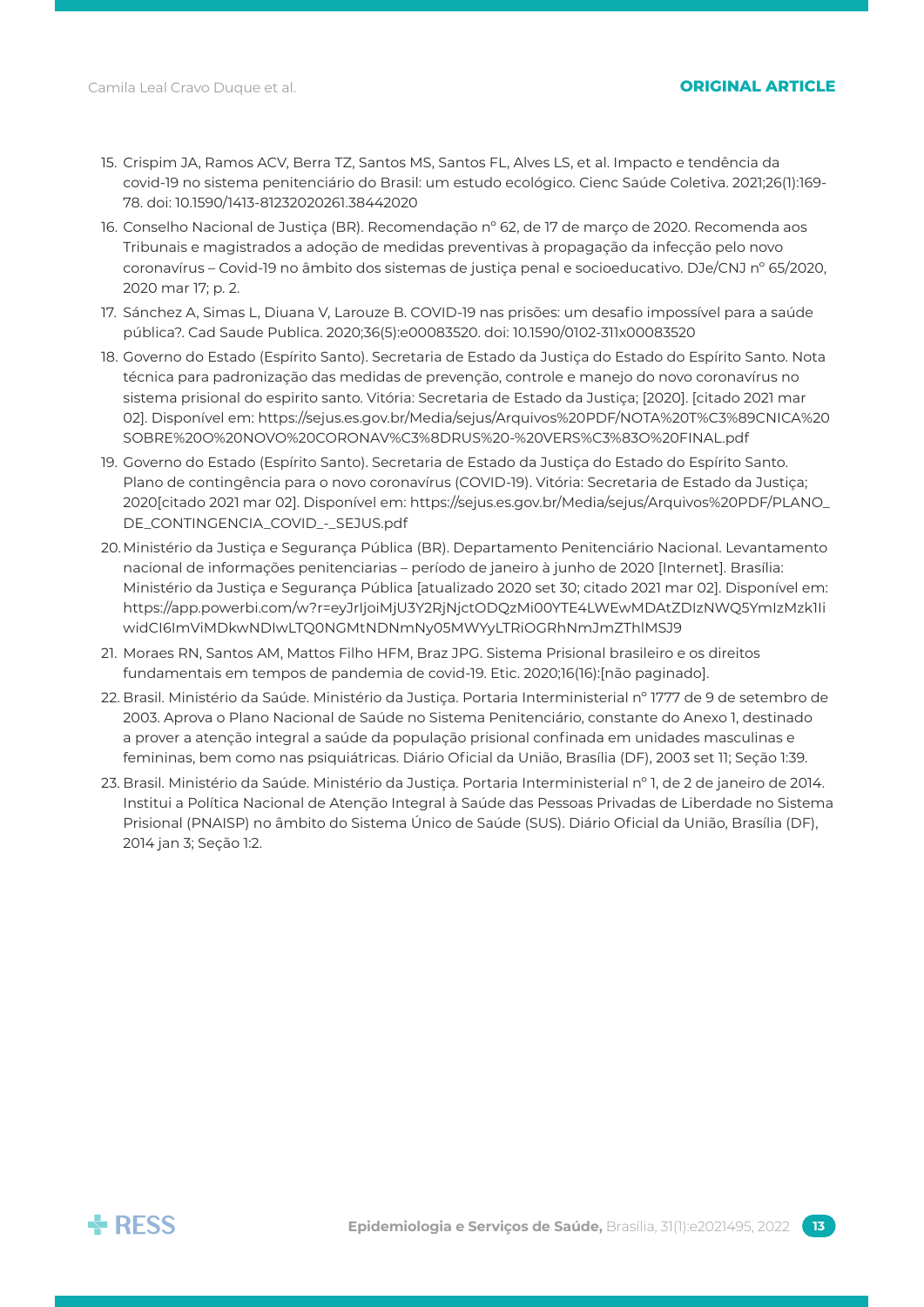15. Crispim JA, Ramos ACV, Berra TZ, Santos MS, Santos FL, Alves LS, et al. Impacto e tendência da covid-19 no sistema penitenciário do Brasil: um estudo ecológico. Cienc Saúde Coletiva. 2021;26(1):169-78. doi: 10.1590/1413-81232020261.38442020
16. Conselho Nacional de Justiça (BR). Recomendação nº 62, de 17 de março de 2020. Recomenda aos Tribunais e magistrados a adoção de medidas preventivas à propagação da infecção pelo novo coronavírus – Covid-19 no âmbito dos sistemas de justiça penal e socioeducativo. DJe/CNJ nº 65/2020, 2020 mar 17; p. 2.
17. Sánchez A, Simas L, Diuana V, Larouze B. COVID-19 nas prisões: um desafio impossível para a saúde pública?. Cad Saude Publica. 2020;36(5):e00083520. doi: 10.1590/0102-311x00083520
18. Governo do Estado (Espírito Santo). Secretaria de Estado da Justiça do Estado do Espírito Santo. Nota técnica para padronização das medidas de prevenção, controle e manejo do novo coronavírus no sistema prisional do espirito santo. Vitória: Secretaria de Estado da Justiça; [2020]. [citado 2021 mar 02]. Disponível em: https://sejus.es.gov.br/Media/sejus/Arquivos%20PDF/NOTA%20T%C3%89CNICA%20SOBRE%20O%20NOVO%20CORONAV%C3%8DRUS%20-%20VERS%C3%83O%20FINAL.pdf
19. Governo do Estado (Espírito Santo). Secretaria de Estado da Justiça do Estado do Espírito Santo. Plano de contingência para o novo coronavírus (COVID-19). Vitória: Secretaria de Estado da Justiça; 2020[citado 2021 mar 02]. Disponível em: https://sejus.es.gov.br/Media/sejus/Arquivos%20PDF/PLANO_DE_CONTINGENCIA_COVID_-_SEJUS.pdf
20. Ministério da Justiça e Segurança Pública (BR). Departamento Penitenciário Nacional. Levantamento nacional de informações penitenciarias – período de janeiro à junho de 2020 [Internet]. Brasília: Ministério da Justiça e Segurança Pública [atualizado 2020 set 30; citado 2021 mar 02]. Disponível em: https://app.powerbi.com/w?r=eyJrIjoiMjU3Y2RjNjctODQzMi00YTE4LWEwMDAtZDIzNWQ5YmIzMzk1IiwidCI6ImViMDkwNDIwLTQ0NGMtNDNmNy05MWYyLTRiOGRhNmJmZThlMSJ9
21. Moraes RN, Santos AM, Mattos Filho HFM, Braz JPG. Sistema Prisional brasileiro e os direitos fundamentais em tempos de pandemia de covid-19. Etic. 2020;16(16):[não paginado].
22. Brasil. Ministério da Saúde. Ministério da Justiça. Portaria Interministerial nº 1777 de 9 de setembro de 2003. Aprova o Plano Nacional de Saúde no Sistema Penitenciário, constante do Anexo 1, destinado a prover a atenção integral a saúde da população prisional confinada em unidades masculinas e femininas, bem como nas psiquiátricas. Diário Oficial da União, Brasília (DF), 2003 set 11; Seção 1:39.
23. Brasil. Ministério da Saúde. Ministério da Justiça. Portaria Interministerial nº 1, de 2 de janeiro de 2014. Institui a Política Nacional de Atenção Integral à Saúde das Pessoas Privadas de Liberdade no Sistema Prisional (PNAISP) no âmbito do Sistema Único de Saúde (SUS). Diário Oficial da União, Brasília (DF), 2014 jan 3; Seção 1:2.